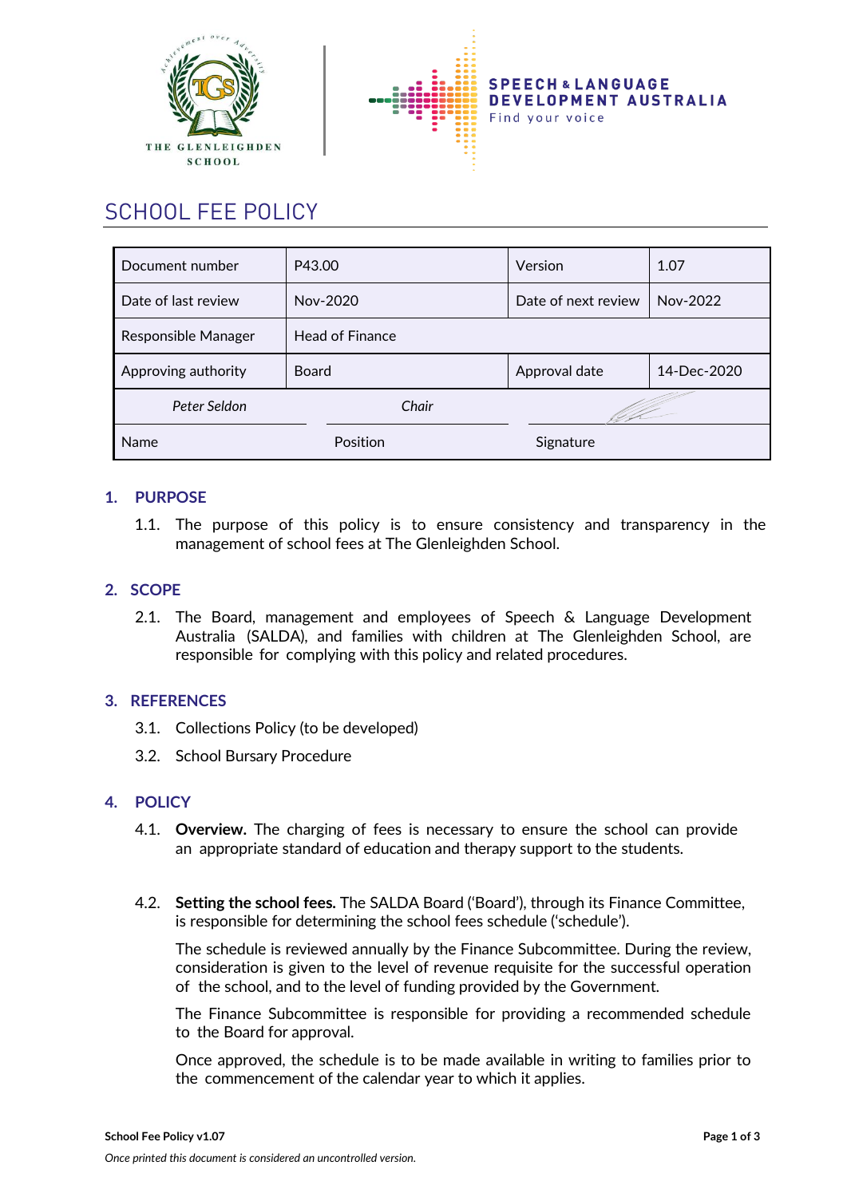THE GLENLEIGHDEN SCHOOL

SPEECH & LANGUAGE DEVELOPMENT AUSTRALIA
Find your voice

# SCHOOL FEE POLICY

| Document number | P43.00 | Version | 1.07 |
|---|---|---|---|
| Date of last review | Nov-2020 | Date of next review | Nov-2022 |
| Responsible Manager | Head of Finance | | |
| Approving authority | Board | Approval date | 14-Dec-2020 |
| *Peter Seldon* | *Chair* | | |
| Name | Position | Signature | |

## 1. PURPOSE

1.1. The purpose of this policy is to ensure consistency and transparency in the management of school fees at The Glenleighden School.

## 2. SCOPE

2.1. The Board, management and employees of Speech & Language Development Australia (SALDA), and families with children at The Glenleighden School, are responsible for complying with this policy and related procedures.

## 3. REFERENCES

3.1. Collections Policy (to be developed)

3.2. School Bursary Procedure

## 4. POLICY

4.1. **Overview.** The charging of fees is necessary to ensure the school can provide an appropriate standard of education and therapy support to the students.

4.2. **Setting the school fees.** The SALDA Board ('Board'), through its Finance Committee, is responsible for determining the school fees schedule ('schedule').

The schedule is reviewed annually by the Finance Subcommittee. During the review, consideration is given to the level of revenue requisite for the successful operation of the school, and to the level of funding provided by the Government.

The Finance Subcommittee is responsible for providing a recommended schedule to the Board for approval.

Once approved, the schedule is to be made available in writing to families prior to the commencement of the calendar year to which it applies.

*Once printed this document is considered an uncontrolled version.*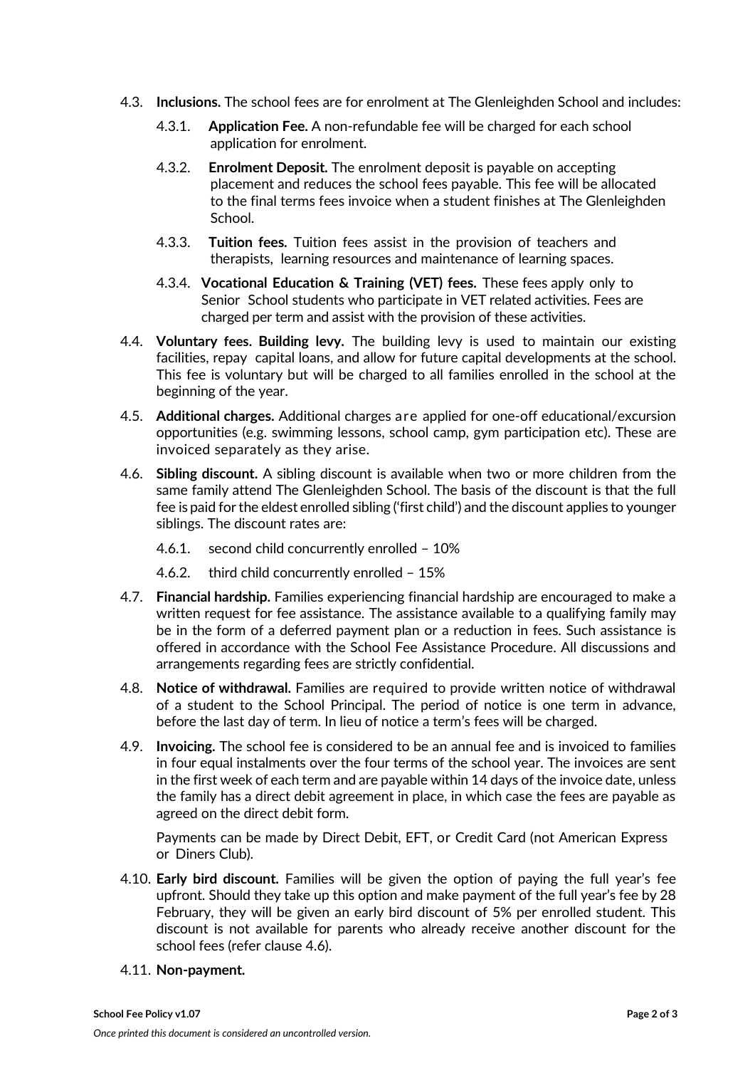4.3. **Inclusions.** The school fees are for enrolment at The Glenleighden School and includes:

4.3.1. **Application Fee.** A non-refundable fee will be charged for each school application for enrolment.

4.3.2. **Enrolment Deposit.** The enrolment deposit is payable on accepting placement and reduces the school fees payable. This fee will be allocated to the final terms fees invoice when a student finishes at The Glenleighden School.

4.3.3. **Tuition fees.** Tuition fees assist in the provision of teachers and therapists, learning resources and maintenance of learning spaces.

4.3.4. **Vocational Education & Training (VET) fees.** These fees apply only to Senior School students who participate in VET related activities. Fees are charged per term and assist with the provision of these activities.

4.4. **Voluntary fees. Building levy.** The building levy is used to maintain our existing facilities, repay capital loans, and allow for future capital developments at the school. This fee is voluntary but will be charged to all families enrolled in the school at the beginning of the year.

4.5. **Additional charges.** Additional charges are applied for one-off educational/excursion opportunities (e.g. swimming lessons, school camp, gym participation etc). These are invoiced separately as they arise.

4.6. **Sibling discount.** A sibling discount is available when two or more children from the same family attend The Glenleighden School. The basis of the discount is that the full fee is paid for the eldest enrolled sibling ('first child') and the discount applies to younger siblings. The discount rates are:

4.6.1. second child concurrently enrolled – 10%

4.6.2. third child concurrently enrolled – 15%

4.7. **Financial hardship.** Families experiencing financial hardship are encouraged to make a written request for fee assistance. The assistance available to a qualifying family may be in the form of a deferred payment plan or a reduction in fees. Such assistance is offered in accordance with the School Fee Assistance Procedure. All discussions and arrangements regarding fees are strictly confidential.

4.8. **Notice of withdrawal.** Families are required to provide written notice of withdrawal of a student to the School Principal. The period of notice is one term in advance, before the last day of term. In lieu of notice a term's fees will be charged.

4.9. **Invoicing.** The school fee is considered to be an annual fee and is invoiced to families in four equal instalments over the four terms of the school year. The invoices are sent in the first week of each term and are payable within 14 days of the invoice date, unless the family has a direct debit agreement in place, in which case the fees are payable as agreed on the direct debit form.

Payments can be made by Direct Debit, EFT, or Credit Card (not American Express or Diners Club).

4.10. **Early bird discount.** Families will be given the option of paying the full year's fee upfront. Should they take up this option and make payment of the full year's fee by 28 February, they will be given an early bird discount of 5% per enrolled student. This discount is not available for parents who already receive another discount for the school fees (refer clause 4.6).

4.11. **Non-payment.**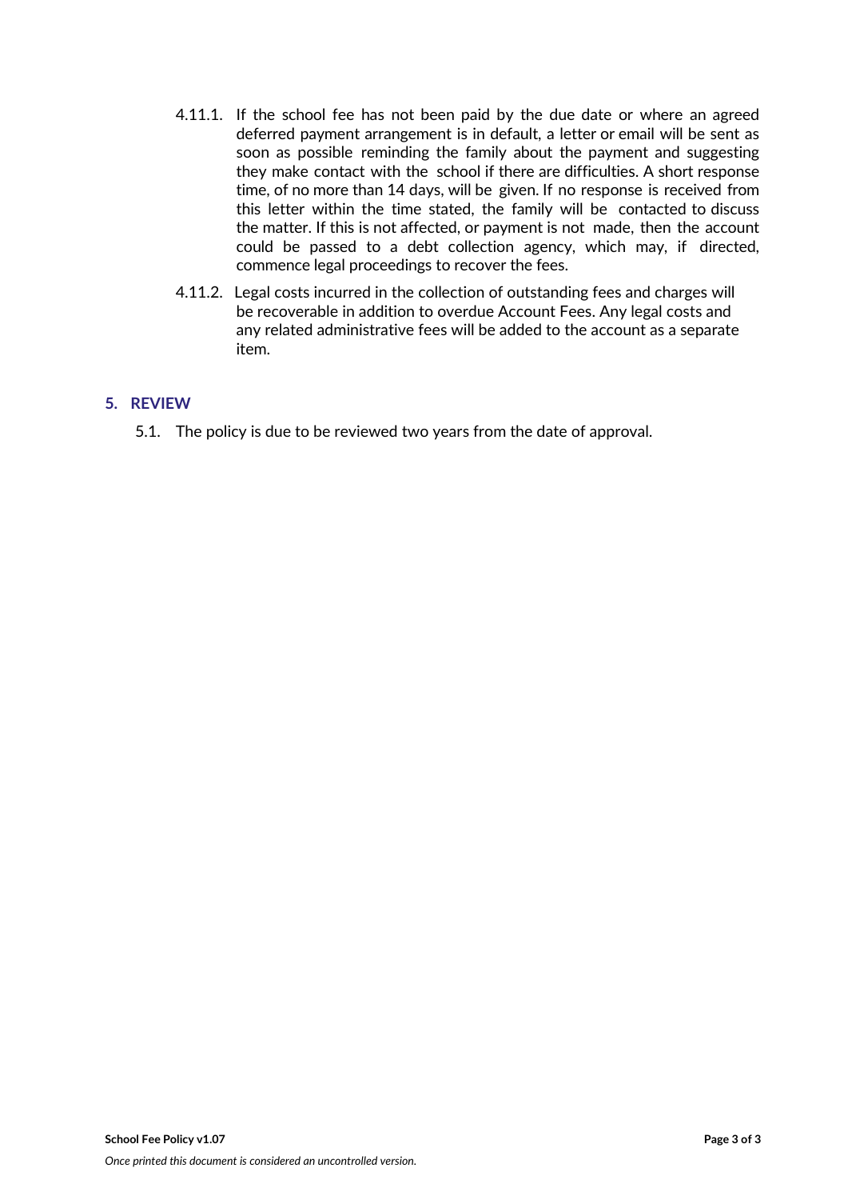4.11.1. If the school fee has not been paid by the due date or where an agreed deferred payment arrangement is in default, a letter or email will be sent as soon as possible reminding the family about the payment and suggesting they make contact with the school if there are difficulties. A short response time, of no more than 14 days, will be given. If no response is received from this letter within the time stated, the family will be contacted to discuss the matter. If this is not affected, or payment is not made, then the account could be passed to a debt collection agency, which may, if directed, commence legal proceedings to recover the fees.

4.11.2. Legal costs incurred in the collection of outstanding fees and charges will be recoverable in addition to overdue Account Fees. Any legal costs and any related administrative fees will be added to the account as a separate item.

## 5. REVIEW

5.1. The policy is due to be reviewed two years from the date of approval.